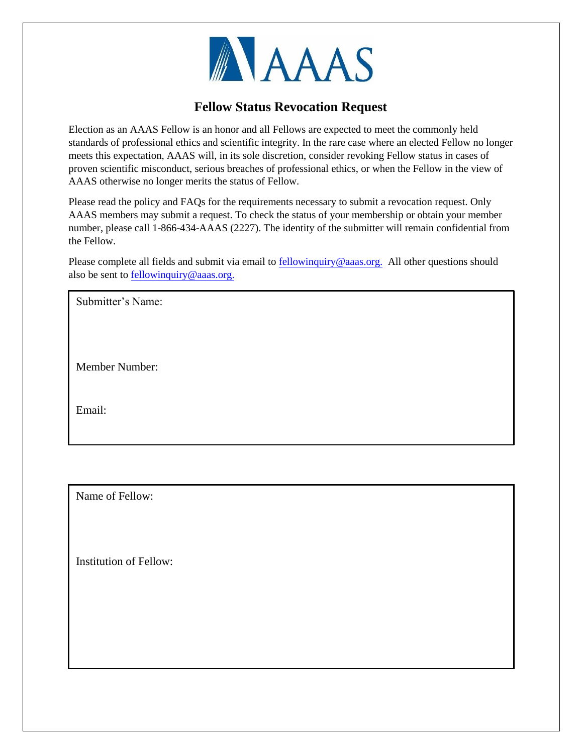# Fellow Status Revocation Request

Election as an AAAS Fellow is an honor and all Fellows are expected to meet the commonly held standards of professional ethics and scientific integrity. In the rare case where an elected Fellow no longer meets this expectation, AAAS will, in its sole discretion, consider revoking Fellow status in cases of proven scientific misconduct, serious breaches of professional ethics, or when the Fellow in the view of AAAS otherwise no longer merits the status of Fellow.

Please read the policy and FAQs for the requirements necessary to submit a revocation request. Only AAAS members may submit a request. To check the status of your membership or obtain your member number, please call 1-866-434-AAAS (2227). The identity of the submitter will remain confidential from the Fellow.

Please complete all fields and submit via email to fellowinquiry@aaas.org. All other questions should also be sent to fellowinquiry@aaas.org.

Submitter's Name:

Member Number:

Email:

Name of Fellow:

Institution of Fellow: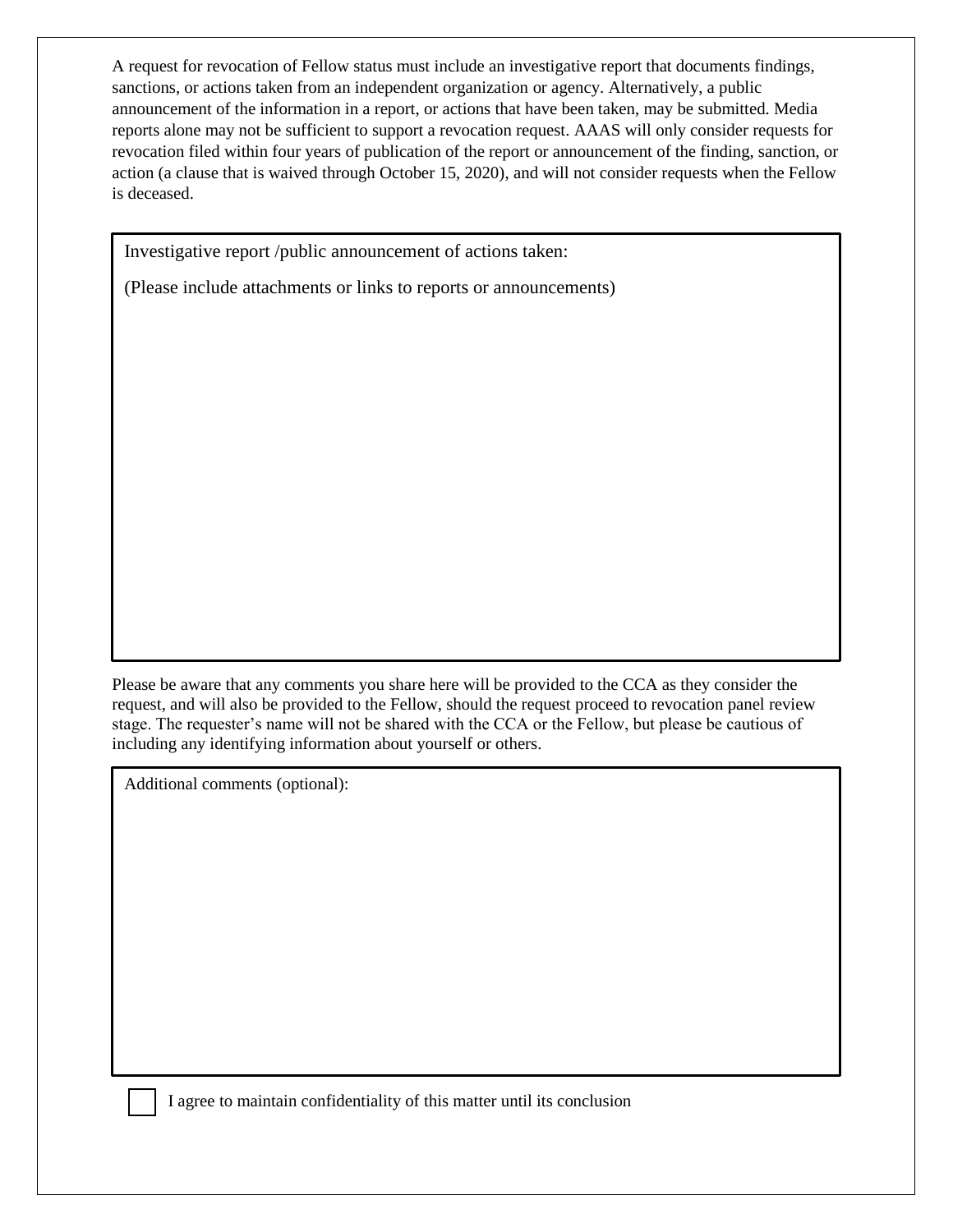A request for revocation of Fellow status must include an investigative report that documents findings, sanctions, or actions taken from an independent organization or agency. Alternatively, a public announcement of the information in a report, or actions that have been taken, may be submitted. Media reports alone may not be sufficient to support a revocation request. AAAS will only consider requests for revocation filed within four years of publication of the report or announcement of the finding, sanction, or action (a clause that is waived through October 15, 2020), and will not consider requests when the Fellow is deceased.

Investigative report /public announcement of actions taken:

(Please include attachments or links to reports or announcements)

Please be aware that any comments you share here will be provided to the CCA as they consider the request, and will also be provided to the Fellow, should the request proceed to revocation panel review stage. The requester's name will not be shared with the CCA or the Fellow, but please be cautious of including any identifying information about yourself or others.

Additional comments (optional):

☐ I agree to maintain confidentiality of this matter until its conclusion